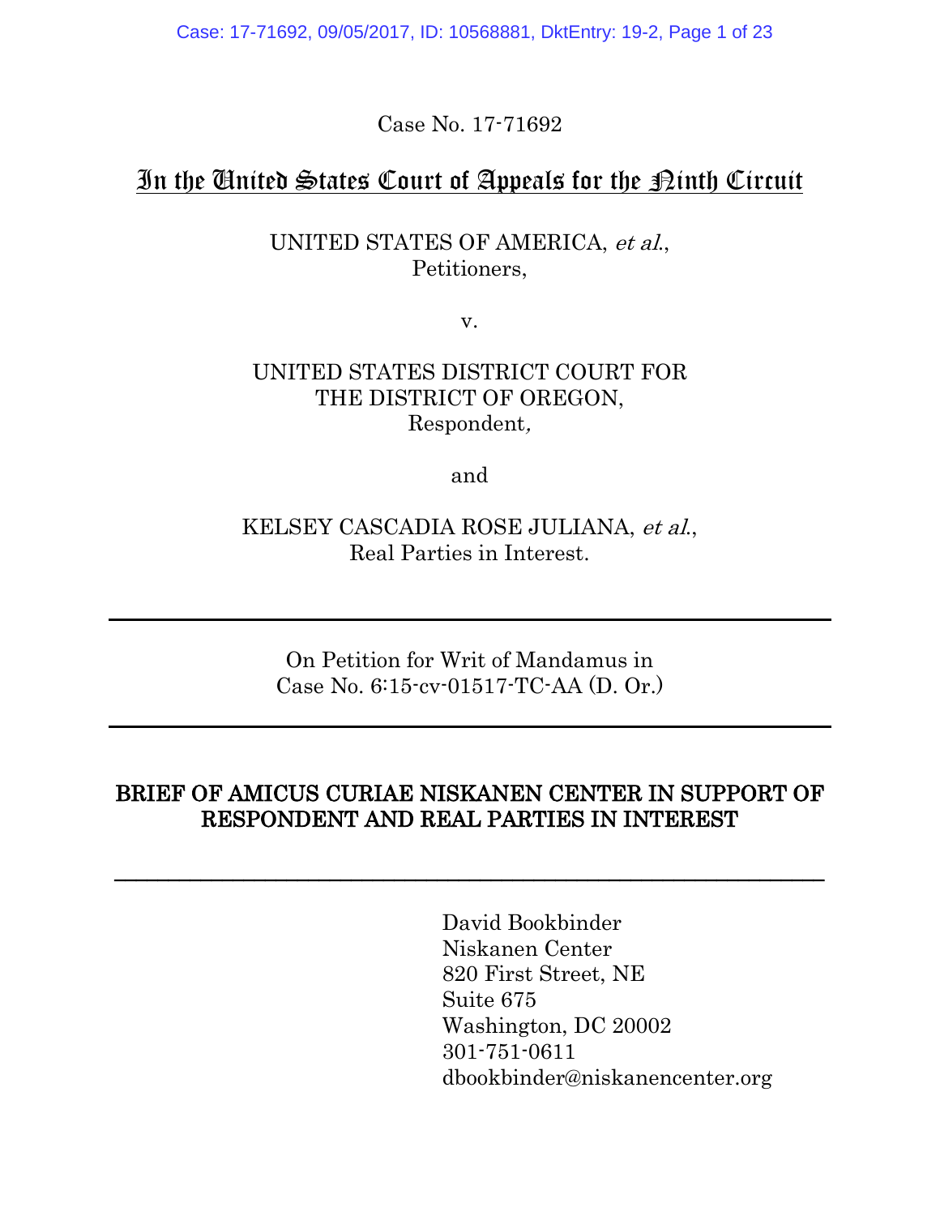Case No. 17-71692

# In the United States Court of Appeals for the Ninth Circuit

UNITED STATES OF AMERICA, *et al.*,
Petitioners,

v.

UNITED STATES DISTRICT COURT FOR
THE DISTRICT OF OREGON,
Respondent,

and

KELSEY CASCADIA ROSE JULIANA, *et al.*,
Real Parties in Interest.

---

On Petition for Writ of Mandamus in
Case No. 6:15-cv-01517-TC-AA (D. Or.)

---

**BRIEF OF AMICUS CURIAE NISKANEN CENTER IN SUPPORT OF RESPONDENT AND REAL PARTIES IN INTEREST**

---

David Bookbinder
Niskanen Center
820 First Street, NE
Suite 675
Washington, DC 20002
301-751-0611
dbookbinder@niskanencenter.org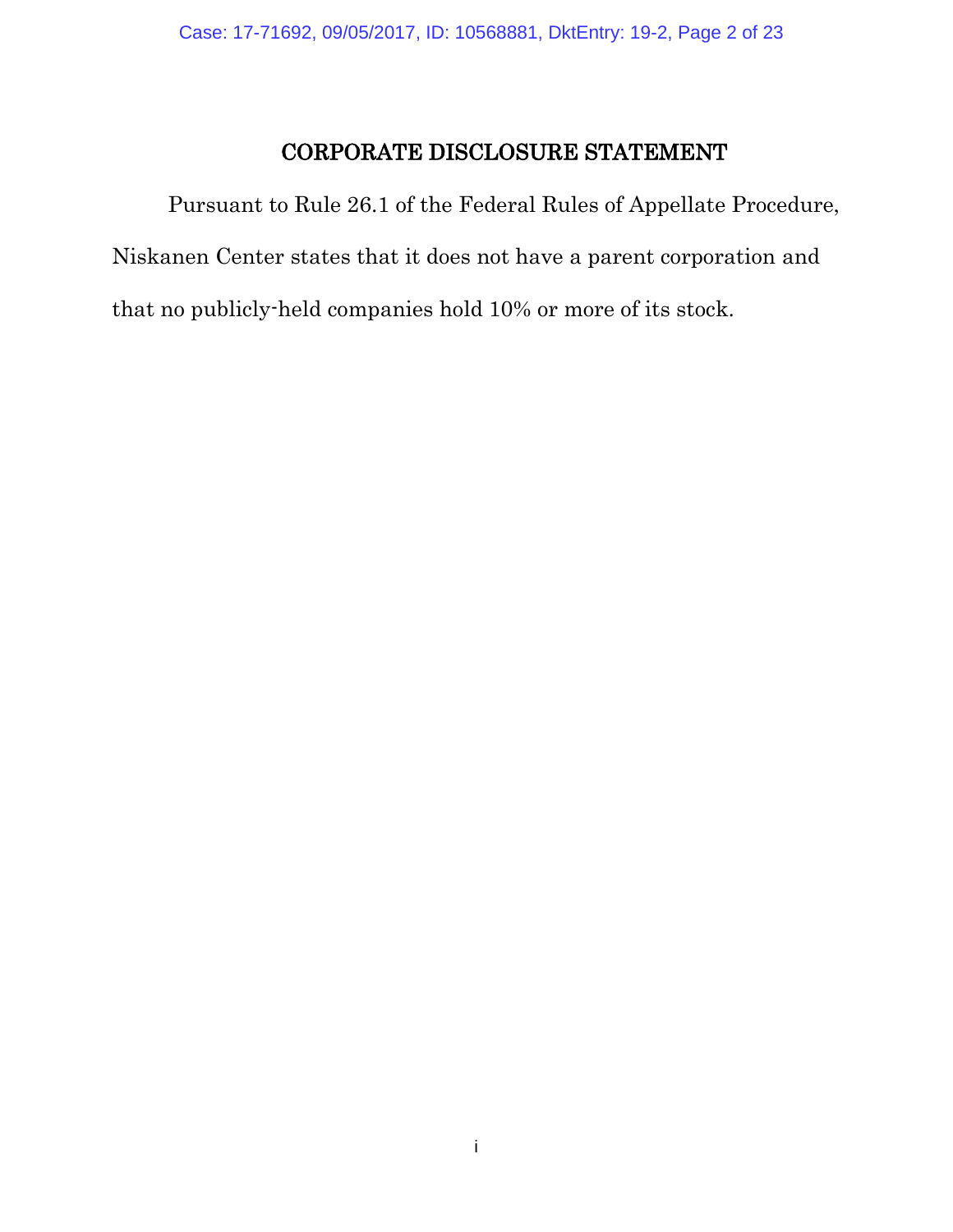# CORPORATE DISCLOSURE STATEMENT

Pursuant to Rule 26.1 of the Federal Rules of Appellate Procedure, Niskanen Center states that it does not have a parent corporation and that no publicly-held companies hold 10% or more of its stock.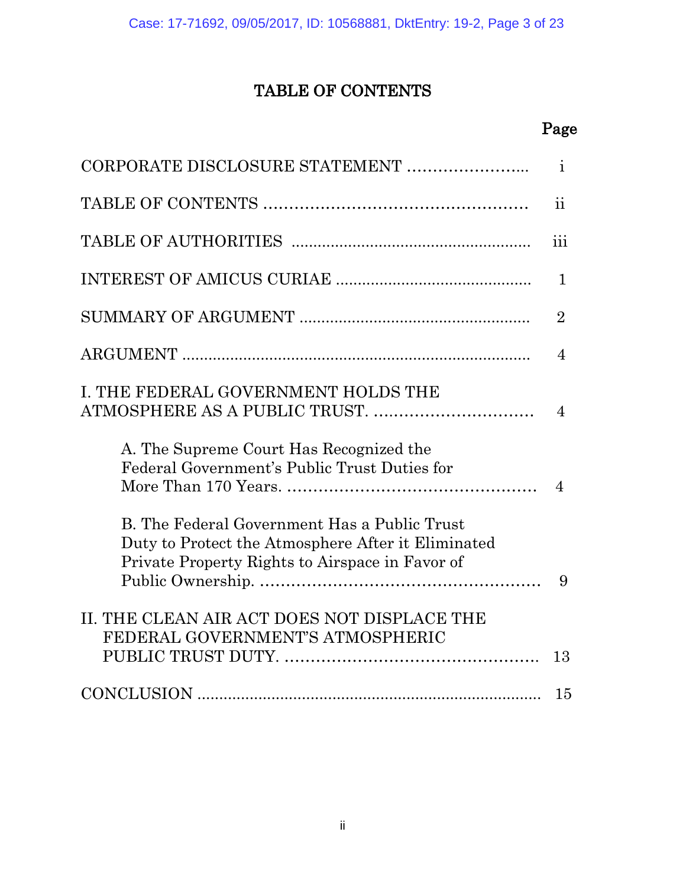# TABLE OF CONTENTS

| | Page |
|---|---|
| CORPORATE DISCLOSURE STATEMENT | i |
| TABLE OF CONTENTS | ii |
| TABLE OF AUTHORITIES | iii |
| INTEREST OF AMICUS CURIAE | 1 |
| SUMMARY OF ARGUMENT | 2 |
| ARGUMENT | 4 |
| I. THE FEDERAL GOVERNMENT HOLDS THE ATMOSPHERE AS A PUBLIC TRUST. | 4 |
| A. The Supreme Court Has Recognized the Federal Government's Public Trust Duties for More Than 170 Years. | 4 |
| B. The Federal Government Has a Public Trust Duty to Protect the Atmosphere After it Eliminated Private Property Rights to Airspace in Favor of Public Ownership. | 9 |
| II. THE CLEAN AIR ACT DOES NOT DISPLACE THE FEDERAL GOVERNMENT'S ATMOSPHERIC PUBLIC TRUST DUTY. | 13 |
| CONCLUSION | 15 |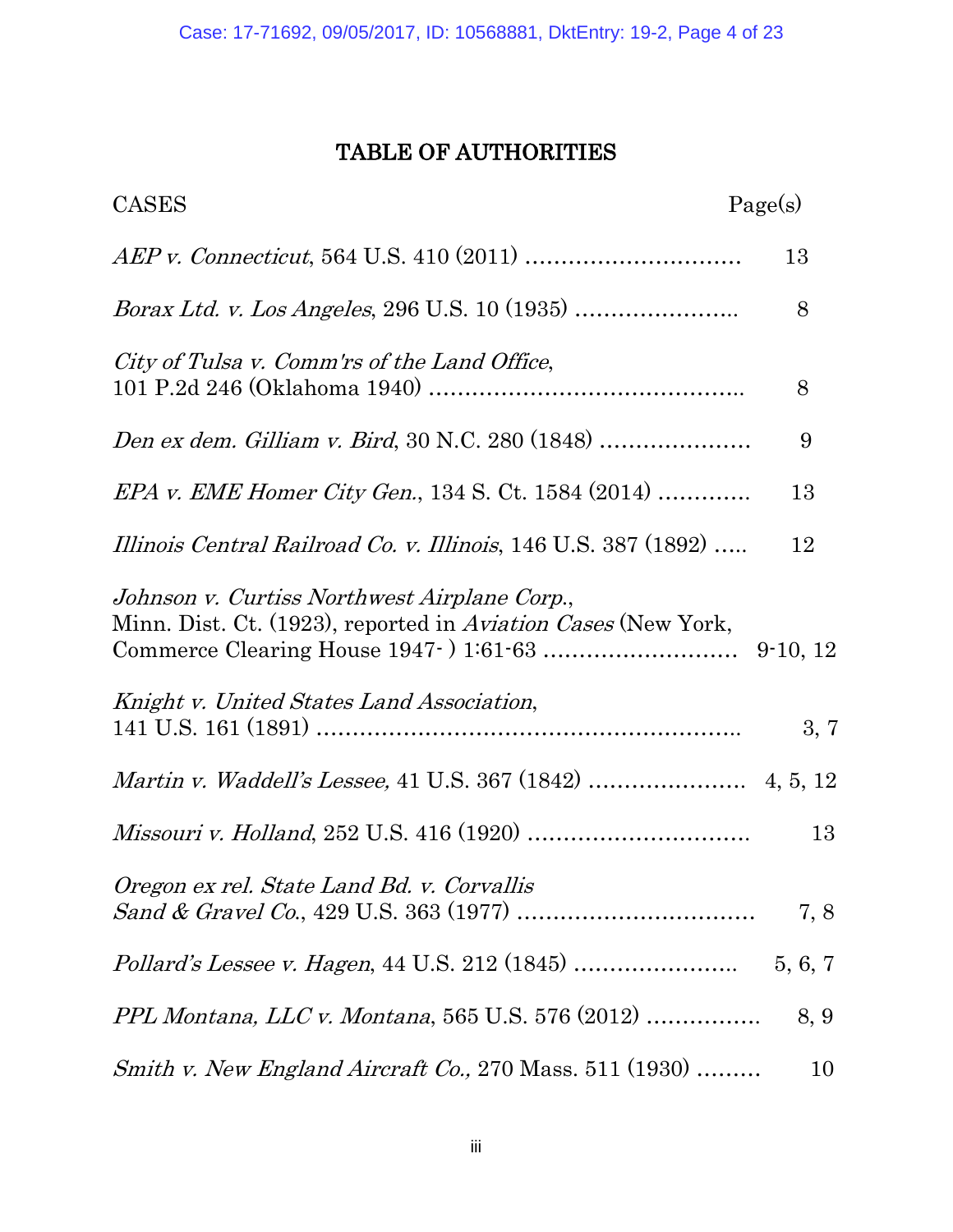# TABLE OF AUTHORITIES

| CASES | Page(s) |
|---|---|
| *AEP v. Connecticut*, 564 U.S. 410 (2011) | 13 |
| *Borax Ltd. v. Los Angeles*, 296 U.S. 10 (1935) | 8 |
| *City of Tulsa v. Comm'rs of the Land Office*, 101 P.2d 246 (Oklahoma 1940) | 8 |
| *Den ex dem. Gilliam v. Bird*, 30 N.C. 280 (1848) | 9 |
| *EPA v. EME Homer City Gen.*, 134 S. Ct. 1584 (2014) | 13 |
| *Illinois Central Railroad Co. v. Illinois*, 146 U.S. 387 (1892) | 12 |
| *Johnson v. Curtiss Northwest Airplane Corp.*, Minn. Dist. Ct. (1923), reported in *Aviation Cases* (New York, Commerce Clearing House 1947- ) 1:61-63 | 9-10, 12 |
| *Knight v. United States Land Association*, 141 U.S. 161 (1891) | 3, 7 |
| *Martin v. Waddell's Lessee,* 41 U.S. 367 (1842) | 4, 5, 12 |
| *Missouri v. Holland*, 252 U.S. 416 (1920) | 13 |
| *Oregon ex rel. State Land Bd. v. Corvallis Sand & Gravel Co.*, 429 U.S. 363 (1977) | 7, 8 |
| *Pollard's Lessee v. Hagen*, 44 U.S. 212 (1845) | 5, 6, 7 |
| *PPL Montana, LLC v. Montana*, 565 U.S. 576 (2012) | 8, 9 |
| *Smith v. New England Aircraft Co.,* 270 Mass. 511 (1930) | 10 |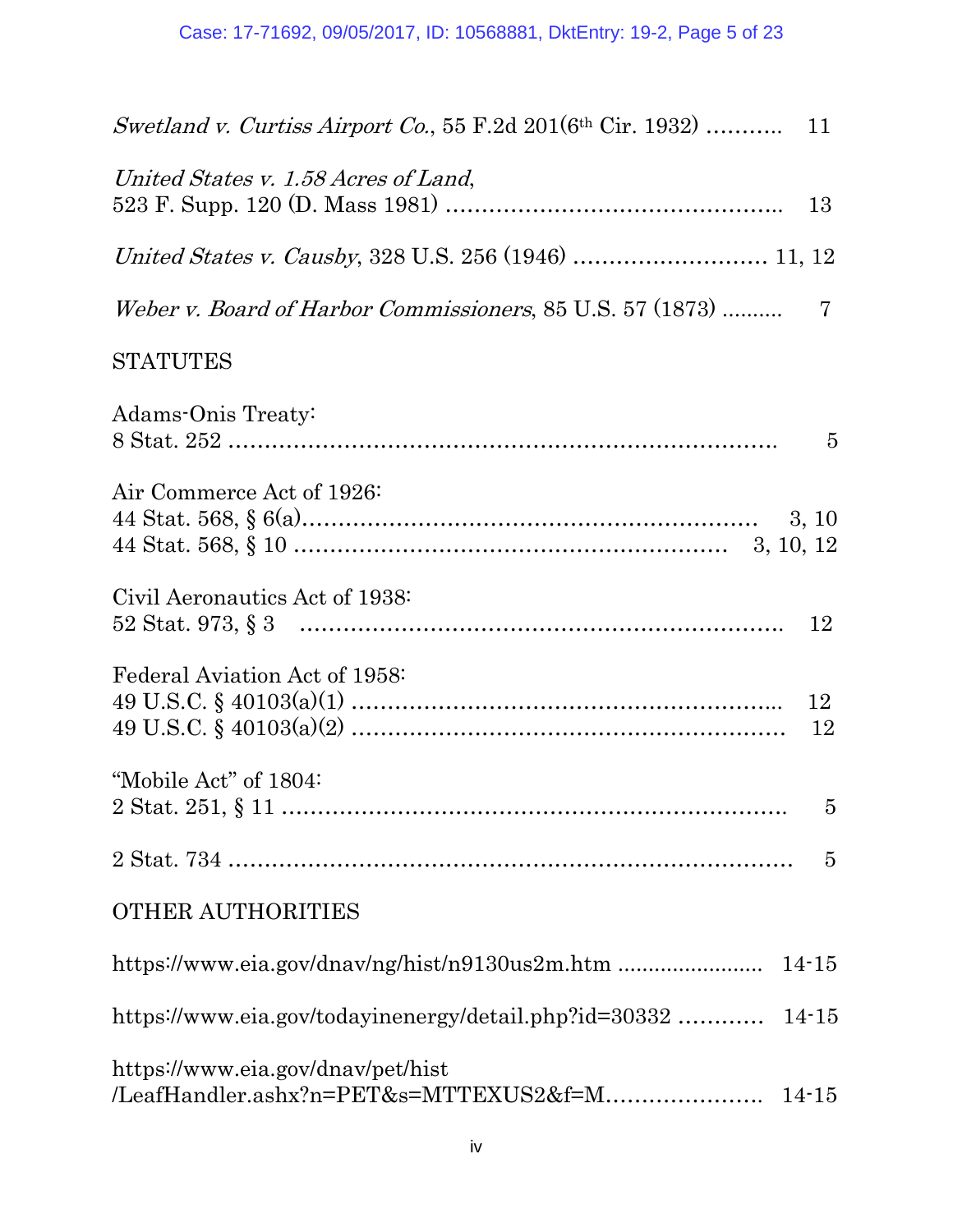*Swetland v. Curtiss Airport Co.*, 55 F.2d 201(6th Cir. 1932) ........... 11

*United States v. 1.58 Acres of Land*,
523 F. Supp. 120 (D. Mass 1981) ............................................... 13

*United States v. Causby*, 328 U.S. 256 (1946) ........................... 11, 12

*Weber v. Board of Harbor Commissioners*, 85 U.S. 57 (1873) .......... 7

STATUTES

Adams-Onis Treaty:
8 Stat. 252 ........................................................................... 5

Air Commerce Act of 1926:
44 Stat. 568, § 6(a)............................................................ 3, 10
44 Stat. 568, § 10 .......................................................... 3, 10, 12

Civil Aeronautics Act of 1938:
52 Stat. 973, § 3 .................................................................. 12

Federal Aviation Act of 1958:
49 U.S.C. § 40103(a)(1) .......................................................... 12
49 U.S.C. § 40103(a)(2) .......................................................... 12

"Mobile Act" of 1804:
2 Stat. 251, § 11 ..................................................................... 5

2 Stat. 734 ............................................................................. 5

OTHER AUTHORITIES

https://www.eia.gov/dnav/ng/hist/n9130us2m.htm ........................ 14-15

https://www.eia.gov/todayinenergy/detail.php?id=30332 ............ 14-15

https://www.eia.gov/dnav/pet/hist
/LeafHandler.ashx?n=PET&s=MTTEXUS2&f=M...................... 14-15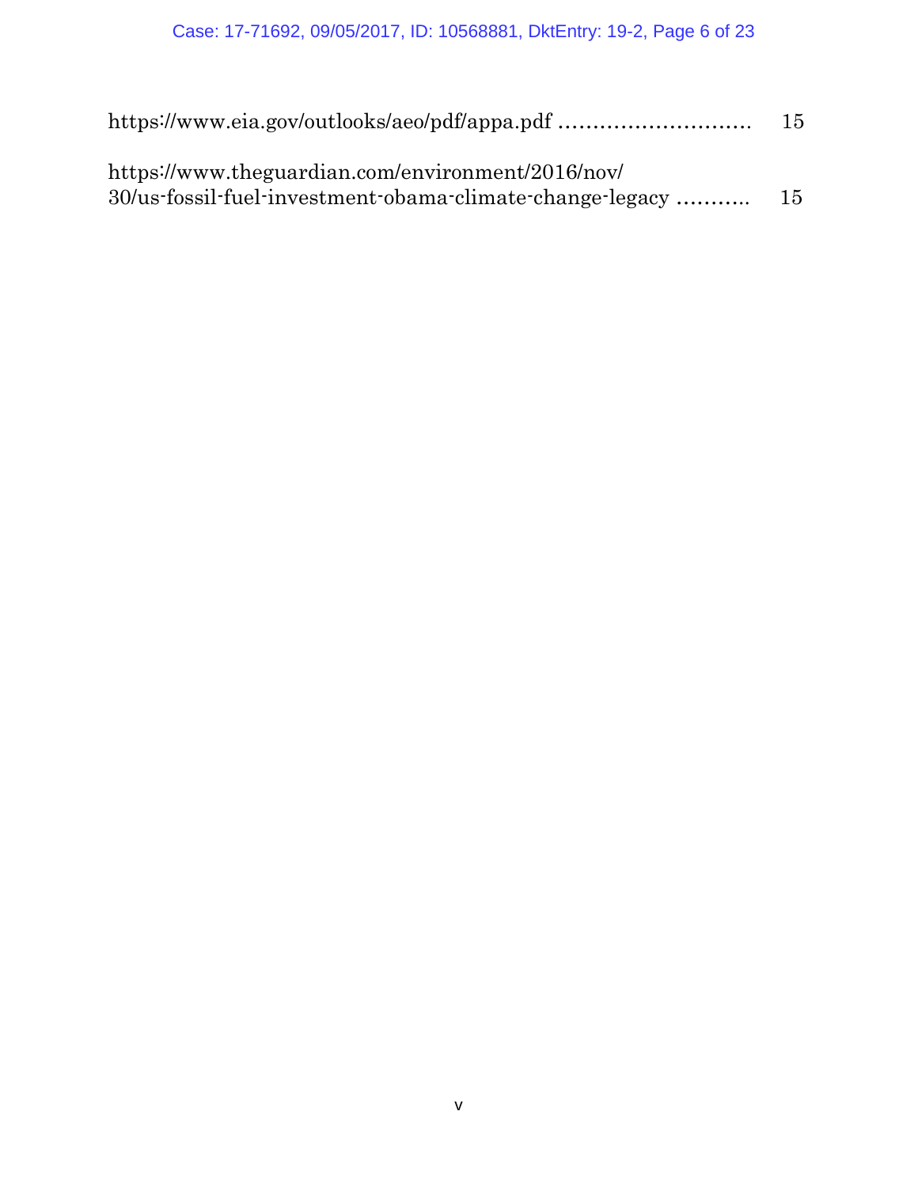https://www.eia.gov/outlooks/aeo/pdf/appa.pdf ............................ 15

https://www.theguardian.com/environment/2016/nov/
30/us-fossil-fuel-investment-obama-climate-change-legacy ........... 15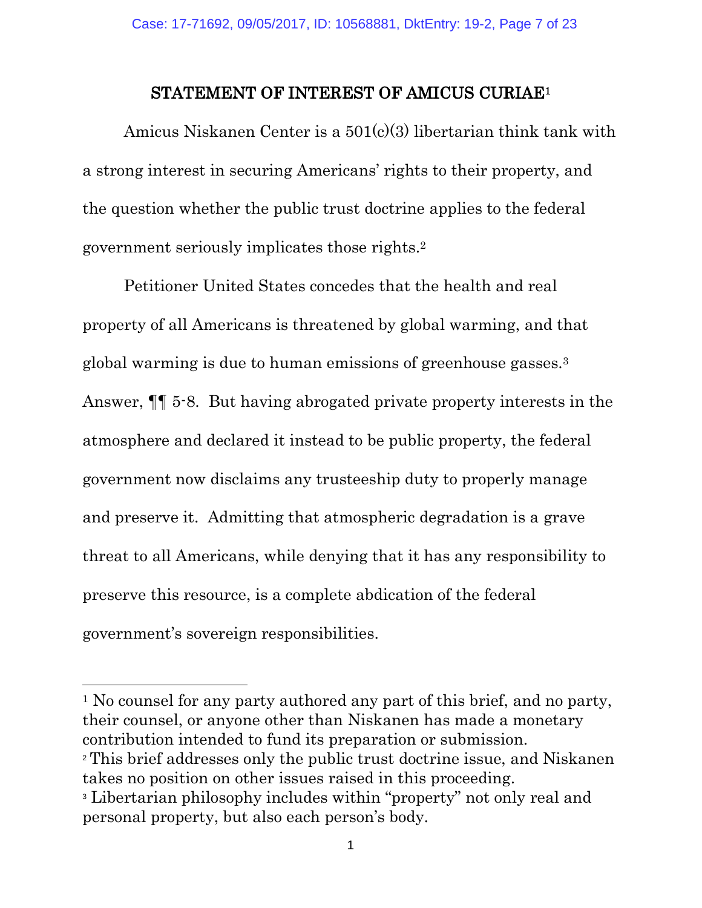## STATEMENT OF INTEREST OF AMICUS CURIAE[1]

Amicus Niskanen Center is a 501(c)(3) libertarian think tank with a strong interest in securing Americans' rights to their property, and the question whether the public trust doctrine applies to the federal government seriously implicates those rights.[2]

Petitioner United States concedes that the health and real property of all Americans is threatened by global warming, and that global warming is due to human emissions of greenhouse gasses.[3] Answer, ¶¶ 5-8. But having abrogated private property interests in the atmosphere and declared it instead to be public property, the federal government now disclaims any trusteeship duty to properly manage and preserve it. Admitting that atmospheric degradation is a grave threat to all Americans, while denying that it has any responsibility to preserve this resource, is a complete abdication of the federal government's sovereign responsibilities.

---

[1] No counsel for any party authored any part of this brief, and no party, their counsel, or anyone other than Niskanen has made a monetary contribution intended to fund its preparation or submission.

[2] This brief addresses only the public trust doctrine issue, and Niskanen takes no position on other issues raised in this proceeding.

[3] Libertarian philosophy includes within "property" not only real and personal property, but also each person's body.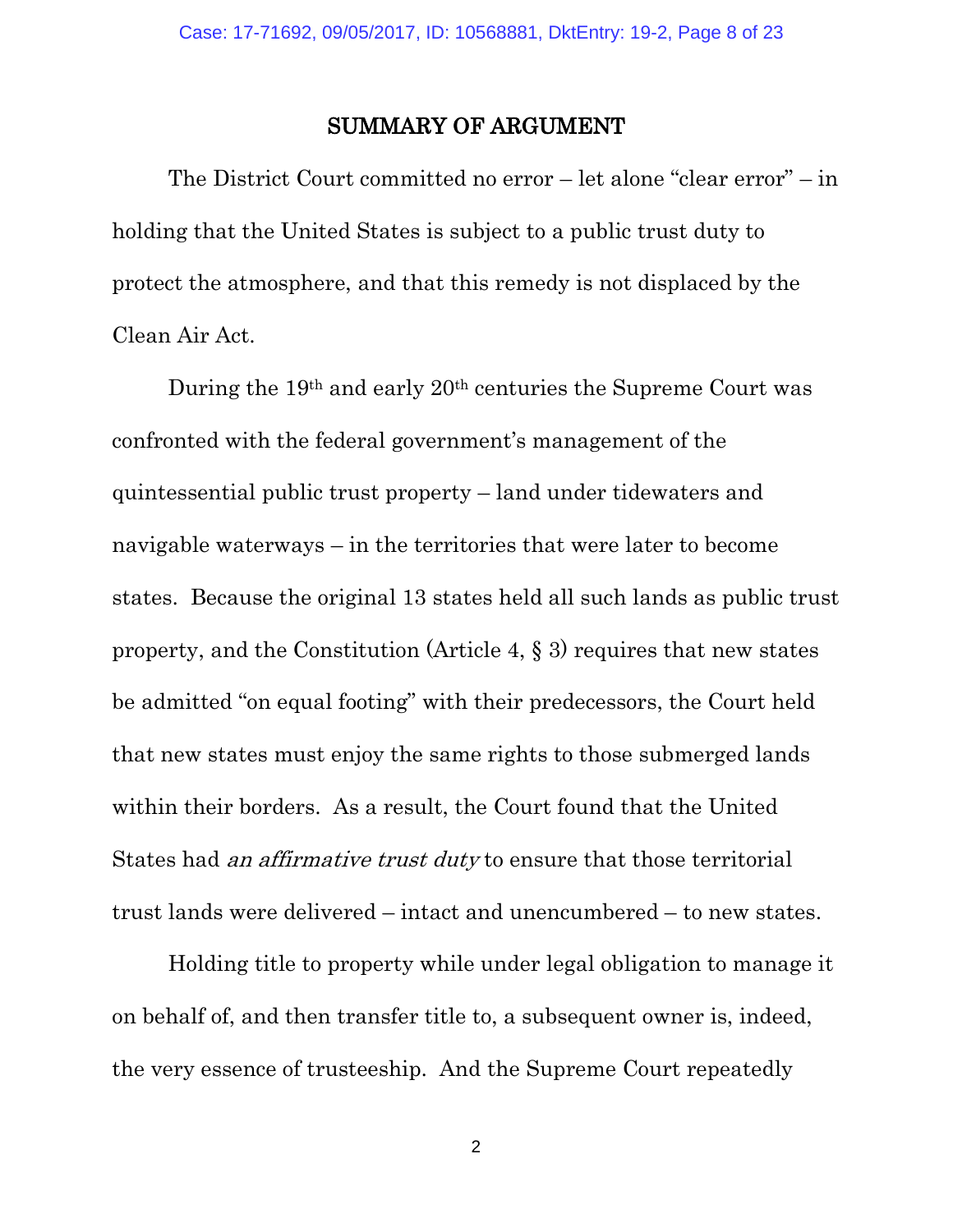## SUMMARY OF ARGUMENT

The District Court committed no error – let alone "clear error" – in holding that the United States is subject to a public trust duty to protect the atmosphere, and that this remedy is not displaced by the Clean Air Act.

During the 19th and early 20th centuries the Supreme Court was confronted with the federal government's management of the quintessential public trust property – land under tidewaters and navigable waterways – in the territories that were later to become states. Because the original 13 states held all such lands as public trust property, and the Constitution (Article 4, § 3) requires that new states be admitted "on equal footing" with their predecessors, the Court held that new states must enjoy the same rights to those submerged lands within their borders. As a result, the Court found that the United States had *an affirmative trust duty* to ensure that those territorial trust lands were delivered – intact and unencumbered – to new states.

Holding title to property while under legal obligation to manage it on behalf of, and then transfer title to, a subsequent owner is, indeed, the very essence of trusteeship. And the Supreme Court repeatedly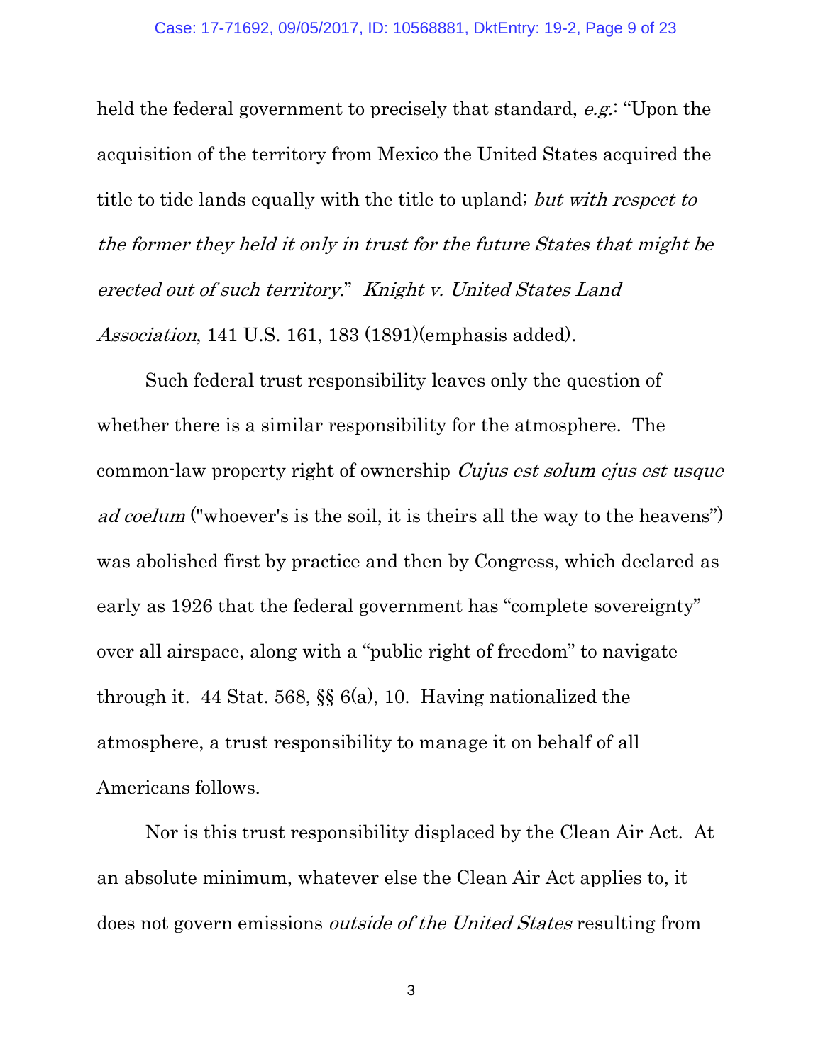held the federal government to precisely that standard, *e.g.*: "Upon the acquisition of the territory from Mexico the United States acquired the title to tide lands equally with the title to upland; *but with respect to the former they held it only in trust for the future States that might be erected out of such territory*." *Knight v. United States Land Association*, 141 U.S. 161, 183 (1891)(emphasis added).

Such federal trust responsibility leaves only the question of whether there is a similar responsibility for the atmosphere. The common-law property right of ownership *Cujus est solum ejus est usque ad coelum* ("whoever's is the soil, it is theirs all the way to the heavens") was abolished first by practice and then by Congress, which declared as early as 1926 that the federal government has "complete sovereignty" over all airspace, along with a "public right of freedom" to navigate through it. 44 Stat. 568, §§ 6(a), 10. Having nationalized the atmosphere, a trust responsibility to manage it on behalf of all Americans follows.

Nor is this trust responsibility displaced by the Clean Air Act. At an absolute minimum, whatever else the Clean Air Act applies to, it does not govern emissions *outside of the United States* resulting from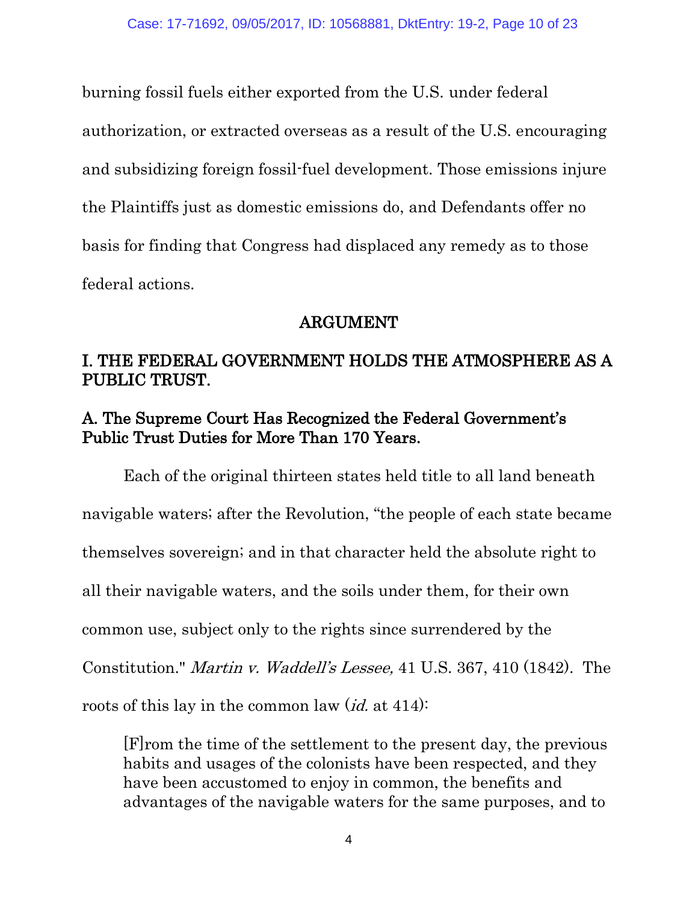burning fossil fuels either exported from the U.S. under federal authorization, or extracted overseas as a result of the U.S. encouraging and subsidizing foreign fossil-fuel development. Those emissions injure the Plaintiffs just as domestic emissions do, and Defendants offer no basis for finding that Congress had displaced any remedy as to those federal actions.

## ARGUMENT

## I. THE FEDERAL GOVERNMENT HOLDS THE ATMOSPHERE AS A PUBLIC TRUST.

### A. The Supreme Court Has Recognized the Federal Government's Public Trust Duties for More Than 170 Years.

Each of the original thirteen states held title to all land beneath navigable waters; after the Revolution, "the people of each state became themselves sovereign; and in that character held the absolute right to all their navigable waters, and the soils under them, for their own common use, subject only to the rights since surrendered by the Constitution." *Martin v. Waddell's Lessee,* 41 U.S. 367, 410 (1842). The roots of this lay in the common law (*id.* at 414):

> [F]rom the time of the settlement to the present day, the previous habits and usages of the colonists have been respected, and they have been accustomed to enjoy in common, the benefits and advantages of the navigable waters for the same purposes, and to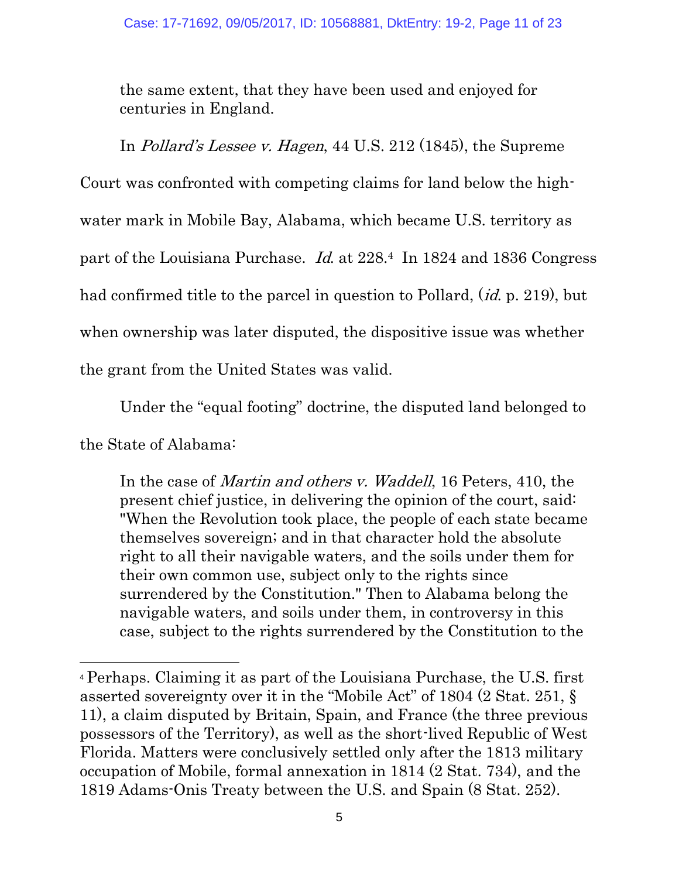the same extent, that they have been used and enjoyed for centuries in England.

In *Pollard's Lessee v. Hagen*, 44 U.S. 212 (1845), the Supreme Court was confronted with competing claims for land below the high-water mark in Mobile Bay, Alabama, which became U.S. territory as part of the Louisiana Purchase. *Id.* at 228.[4] In 1824 and 1836 Congress had confirmed title to the parcel in question to Pollard, (*id.* p. 219), but when ownership was later disputed, the dispositive issue was whether the grant from the United States was valid.

Under the "equal footing" doctrine, the disputed land belonged to the State of Alabama:

> In the case of *Martin and others v. Waddell*, 16 Peters, 410, the present chief justice, in delivering the opinion of the court, said: "When the Revolution took place, the people of each state became themselves sovereign; and in that character hold the absolute right to all their navigable waters, and the soils under them for their own common use, subject only to the rights since surrendered by the Constitution." Then to Alabama belong the navigable waters, and soils under them, in controversy in this case, subject to the rights surrendered by the Constitution to the

---

[4] Perhaps. Claiming it as part of the Louisiana Purchase, the U.S. first asserted sovereignty over it in the "Mobile Act" of 1804 (2 Stat. 251, § 11), a claim disputed by Britain, Spain, and France (the three previous possessors of the Territory), as well as the short-lived Republic of West Florida. Matters were conclusively settled only after the 1813 military occupation of Mobile, formal annexation in 1814 (2 Stat. 734), and the 1819 Adams-Onis Treaty between the U.S. and Spain (8 Stat. 252).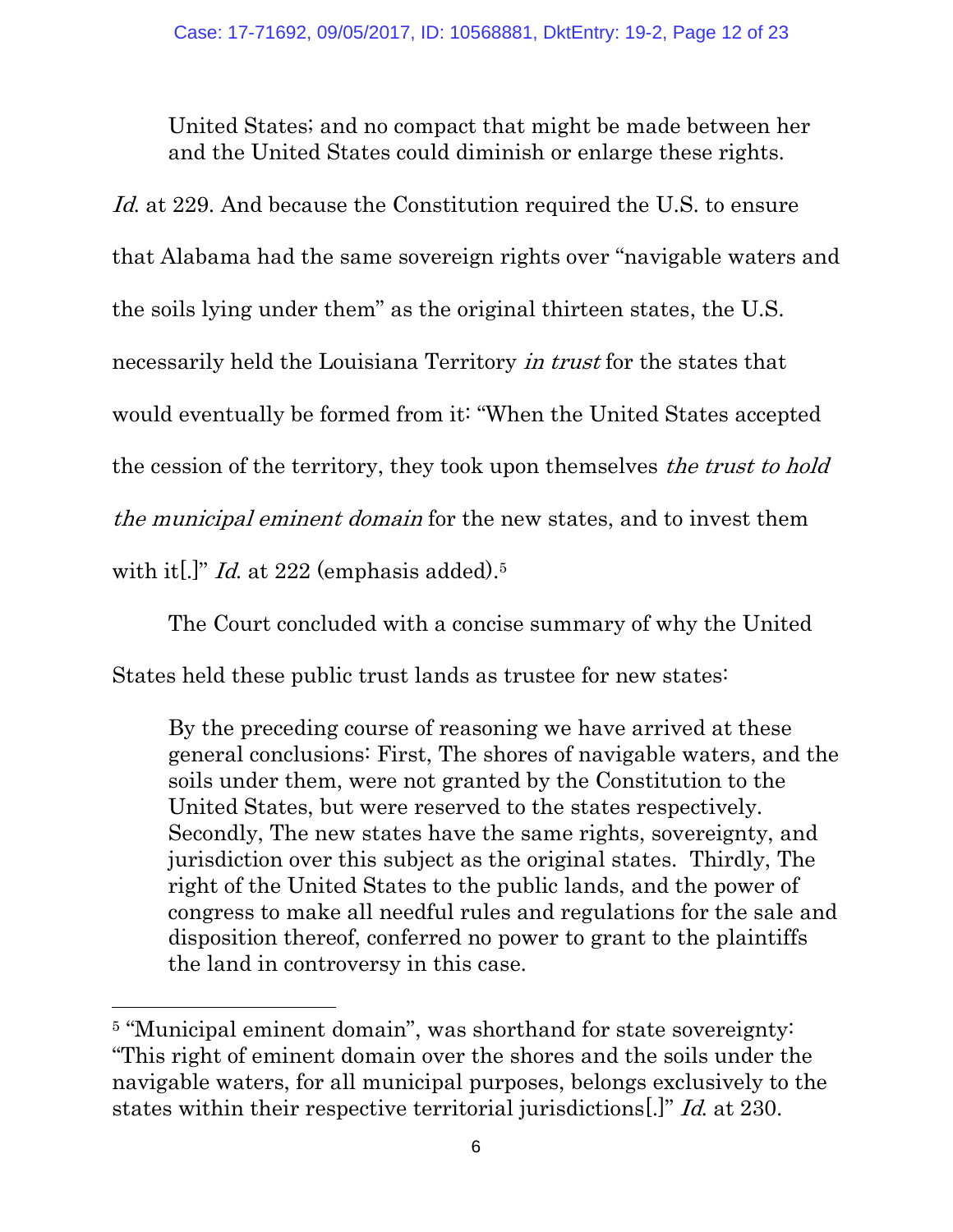> United States; and no compact that might be made between her and the United States could diminish or enlarge these rights.

*Id.* at 229. And because the Constitution required the U.S. to ensure that Alabama had the same sovereign rights over "navigable waters and the soils lying under them" as the original thirteen states, the U.S. necessarily held the Louisiana Territory *in trust* for the states that would eventually be formed from it: "When the United States accepted the cession of the territory, they took upon themselves *the trust to hold the municipal eminent domain* for the new states, and to invest them with it[.]" *Id.* at 222 (emphasis added).[5]

The Court concluded with a concise summary of why the United States held these public trust lands as trustee for new states:

> By the preceding course of reasoning we have arrived at these general conclusions: First, The shores of navigable waters, and the soils under them, were not granted by the Constitution to the United States, but were reserved to the states respectively. Secondly, The new states have the same rights, sovereignty, and jurisdiction over this subject as the original states. Thirdly, The right of the United States to the public lands, and the power of congress to make all needful rules and regulations for the sale and disposition thereof, conferred no power to grant to the plaintiffs the land in controversy in this case.

---

[5] "Municipal eminent domain", was shorthand for state sovereignty: "This right of eminent domain over the shores and the soils under the navigable waters, for all municipal purposes, belongs exclusively to the states within their respective territorial jurisdictions[.]" *Id.* at 230.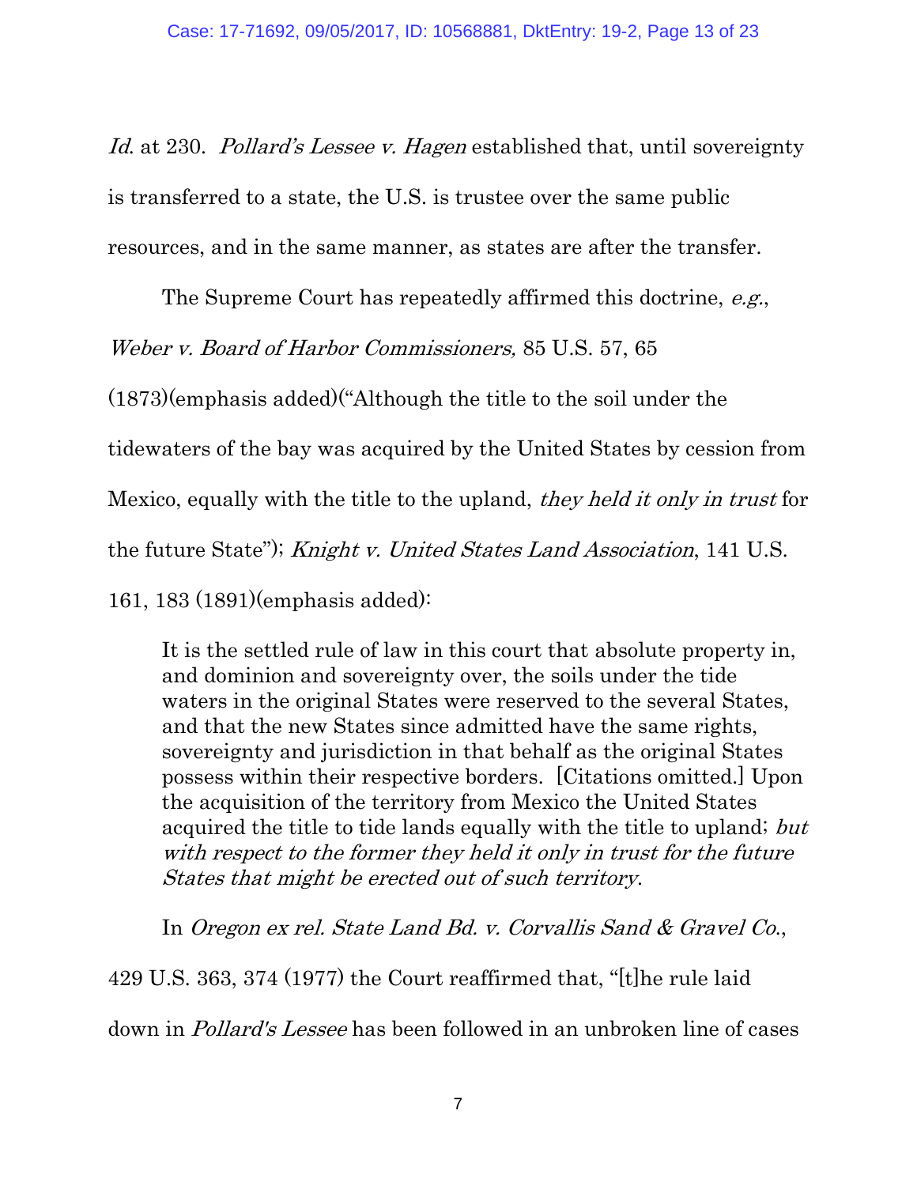*Id*. at 230. *Pollard's Lessee v. Hagen* established that, until sovereignty is transferred to a state, the U.S. is trustee over the same public resources, and in the same manner, as states are after the transfer.

The Supreme Court has repeatedly affirmed this doctrine, *e.g.*, *Weber v. Board of Harbor Commissioners,* 85 U.S. 57, 65 (1873)(emphasis added)("Although the title to the soil under the tidewaters of the bay was acquired by the United States by cession from Mexico, equally with the title to the upland, *they held it only in trust* for the future State"); *Knight v. United States Land Association*, 141 U.S. 161, 183 (1891)(emphasis added):

> It is the settled rule of law in this court that absolute property in, and dominion and sovereignty over, the soils under the tide waters in the original States were reserved to the several States, and that the new States since admitted have the same rights, sovereignty and jurisdiction in that behalf as the original States possess within their respective borders. [Citations omitted.] Upon the acquisition of the territory from Mexico the United States acquired the title to tide lands equally with the title to upland; *but with respect to the former they held it only in trust for the future States that might be erected out of such territory*.

In *Oregon ex rel. State Land Bd. v. Corvallis Sand & Gravel Co.*, 429 U.S. 363, 374 (1977) the Court reaffirmed that, "[t]he rule laid down in *Pollard's Lessee* has been followed in an unbroken line of cases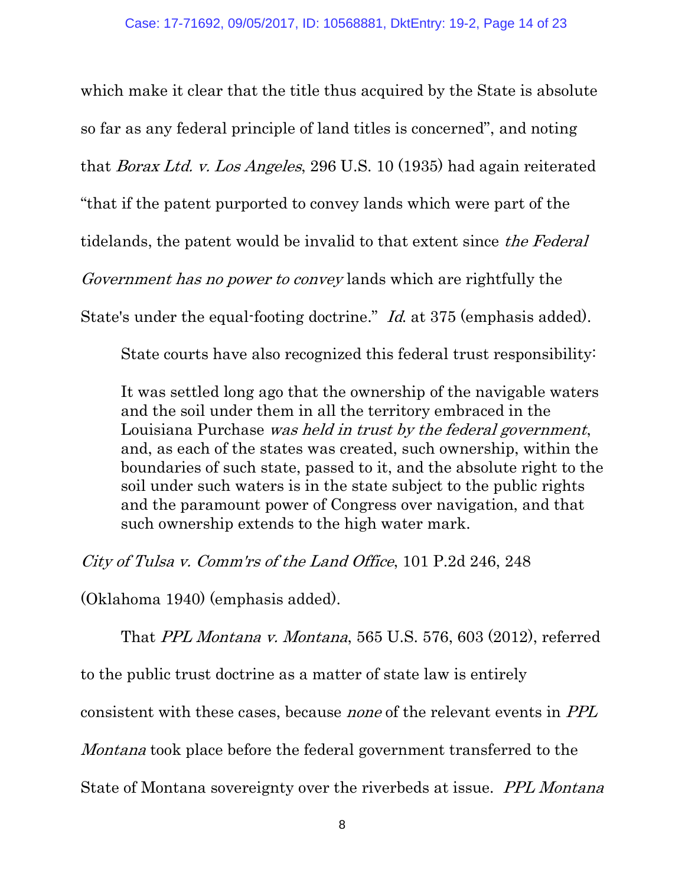which make it clear that the title thus acquired by the State is absolute so far as any federal principle of land titles is concerned", and noting that *Borax Ltd. v. Los Angeles*, 296 U.S. 10 (1935) had again reiterated "that if the patent purported to convey lands which were part of the tidelands, the patent would be invalid to that extent since *the Federal Government has no power to convey* lands which are rightfully the State's under the equal-footing doctrine." *Id.* at 375 (emphasis added).

State courts have also recognized this federal trust responsibility:

> It was settled long ago that the ownership of the navigable waters and the soil under them in all the territory embraced in the Louisiana Purchase *was held in trust by the federal government*, and, as each of the states was created, such ownership, within the boundaries of such state, passed to it, and the absolute right to the soil under such waters is in the state subject to the public rights and the paramount power of Congress over navigation, and that such ownership extends to the high water mark.

*City of Tulsa v. Comm'rs of the Land Office*, 101 P.2d 246, 248 (Oklahoma 1940) (emphasis added).

That *PPL Montana v. Montana*, 565 U.S. 576, 603 (2012), referred to the public trust doctrine as a matter of state law is entirely consistent with these cases, because *none* of the relevant events in *PPL Montana* took place before the federal government transferred to the State of Montana sovereignty over the riverbeds at issue. *PPL Montana*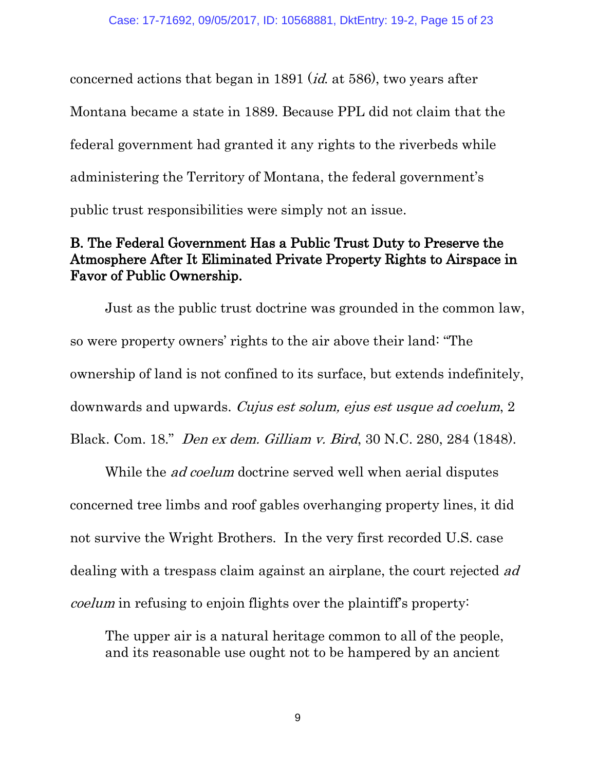concerned actions that began in 1891 (*id.* at 586), two years after Montana became a state in 1889. Because PPL did not claim that the federal government had granted it any rights to the riverbeds while administering the Territory of Montana, the federal government's public trust responsibilities were simply not an issue.

## B. The Federal Government Has a Public Trust Duty to Preserve the Atmosphere After It Eliminated Private Property Rights to Airspace in Favor of Public Ownership.

Just as the public trust doctrine was grounded in the common law, so were property owners' rights to the air above their land: "The ownership of land is not confined to its surface, but extends indefinitely, downwards and upwards. *Cujus est solum, ejus est usque ad coelum*, 2 Black. Com. 18." *Den ex dem. Gilliam v. Bird*, 30 N.C. 280, 284 (1848).

While the *ad coelum* doctrine served well when aerial disputes concerned tree limbs and roof gables overhanging property lines, it did not survive the Wright Brothers. In the very first recorded U.S. case dealing with a trespass claim against an airplane, the court rejected *ad coelum* in refusing to enjoin flights over the plaintiff's property:

> The upper air is a natural heritage common to all of the people, and its reasonable use ought not to be hampered by an ancient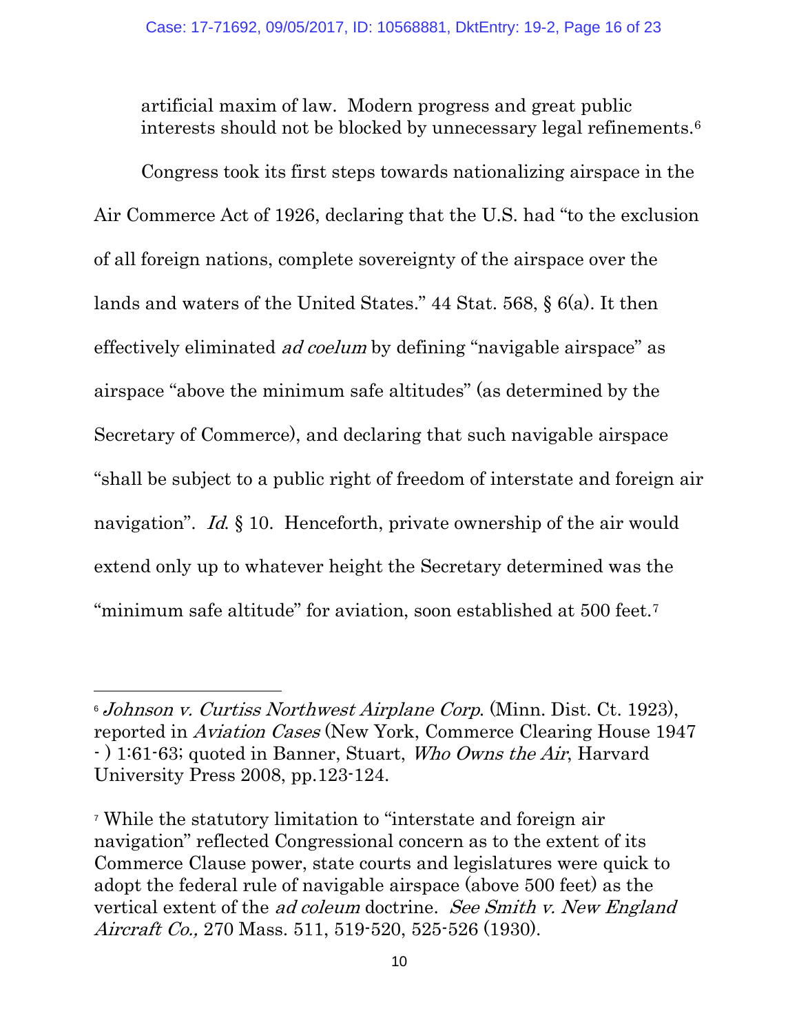artificial maxim of law. Modern progress and great public interests should not be blocked by unnecessary legal refinements.[6]

Congress took its first steps towards nationalizing airspace in the Air Commerce Act of 1926, declaring that the U.S. had "to the exclusion of all foreign nations, complete sovereignty of the airspace over the lands and waters of the United States." 44 Stat. 568, § 6(a). It then effectively eliminated *ad coelum* by defining "navigable airspace" as airspace "above the minimum safe altitudes" (as determined by the Secretary of Commerce), and declaring that such navigable airspace "shall be subject to a public right of freedom of interstate and foreign air navigation". *Id.* § 10. Henceforth, private ownership of the air would extend only up to whatever height the Secretary determined was the "minimum safe altitude" for aviation, soon established at 500 feet.[7]

---

[6] *Johnson v. Curtiss Northwest Airplane Corp.* (Minn. Dist. Ct. 1923), reported in *Aviation Cases* (New York, Commerce Clearing House 1947 - ) 1:61-63; quoted in Banner, Stuart, *Who Owns the Air*, Harvard University Press 2008, pp.123-124.

[7] While the statutory limitation to "interstate and foreign air navigation" reflected Congressional concern as to the extent of its Commerce Clause power, state courts and legislatures were quick to adopt the federal rule of navigable airspace (above 500 feet) as the vertical extent of the *ad coleum* doctrine. *See Smith v. New England Aircraft Co.,* 270 Mass. 511, 519-520, 525-526 (1930).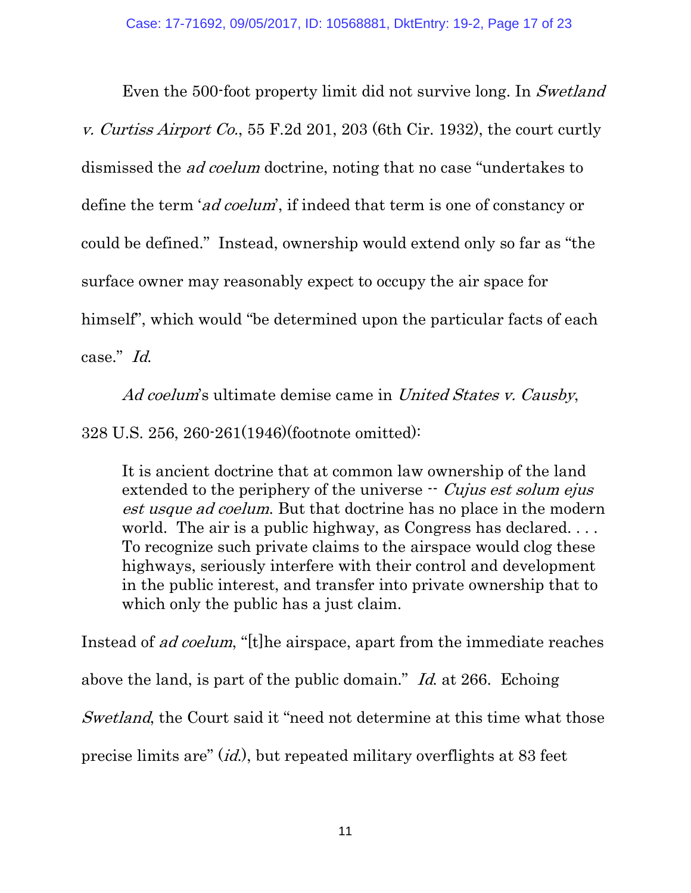Even the 500-foot property limit did not survive long. In *Swetland v. Curtiss Airport Co.*, 55 F.2d 201, 203 (6th Cir. 1932), the court curtly dismissed the *ad coelum* doctrine, noting that no case "undertakes to define the term '*ad coelum*', if indeed that term is one of constancy or could be defined." Instead, ownership would extend only so far as "the surface owner may reasonably expect to occupy the air space for himself", which would "be determined upon the particular facts of each case." *Id.*

*Ad coelum*'s ultimate demise came in *United States v. Causby*, 328 U.S. 256, 260-261(1946)(footnote omitted):

> It is ancient doctrine that at common law ownership of the land extended to the periphery of the universe -- *Cujus est solum ejus est usque ad coelum*. But that doctrine has no place in the modern world. The air is a public highway, as Congress has declared. . . . To recognize such private claims to the airspace would clog these highways, seriously interfere with their control and development in the public interest, and transfer into private ownership that to which only the public has a just claim.

Instead of *ad coelum*, "[t]he airspace, apart from the immediate reaches above the land, is part of the public domain." *Id.* at 266. Echoing *Swetland*, the Court said it "need not determine at this time what those precise limits are" (*id.*), but repeated military overflights at 83 feet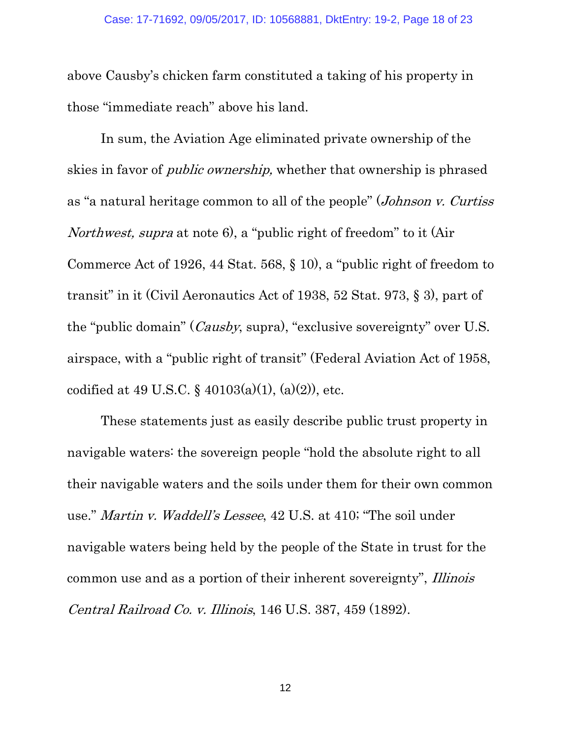above Causby's chicken farm constituted a taking of his property in those "immediate reach" above his land.

In sum, the Aviation Age eliminated private ownership of the skies in favor of *public ownership,* whether that ownership is phrased as "a natural heritage common to all of the people" (*Johnson v. Curtiss Northwest, supra* at note 6), a "public right of freedom" to it (Air Commerce Act of 1926, 44 Stat. 568, § 10), a "public right of freedom to transit" in it (Civil Aeronautics Act of 1938, 52 Stat. 973, § 3), part of the "public domain" (*Causby*, supra), "exclusive sovereignty" over U.S. airspace, with a "public right of transit" (Federal Aviation Act of 1958, codified at 49 U.S.C. § 40103(a)(1), (a)(2)), etc.

These statements just as easily describe public trust property in navigable waters: the sovereign people "hold the absolute right to all their navigable waters and the soils under them for their own common use." *Martin v. Waddell's Lessee*, 42 U.S. at 410; "The soil under navigable waters being held by the people of the State in trust for the common use and as a portion of their inherent sovereignty", *Illinois Central Railroad Co. v. Illinois*, 146 U.S. 387, 459 (1892).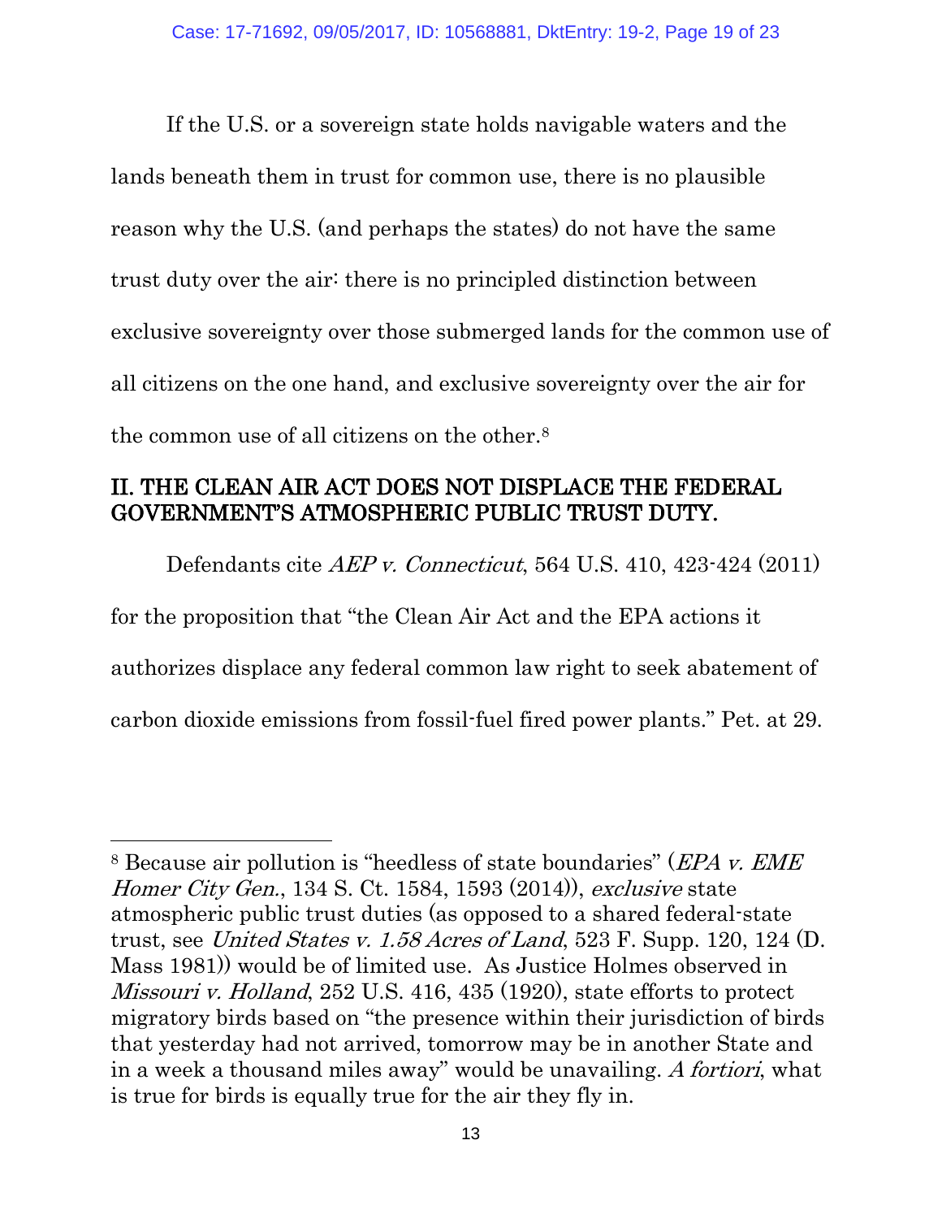If the U.S. or a sovereign state holds navigable waters and the lands beneath them in trust for common use, there is no plausible reason why the U.S. (and perhaps the states) do not have the same trust duty over the air: there is no principled distinction between exclusive sovereignty over those submerged lands for the common use of all citizens on the one hand, and exclusive sovereignty over the air for the common use of all citizens on the other.[8]

## II. THE CLEAN AIR ACT DOES NOT DISPLACE THE FEDERAL GOVERNMENT'S ATMOSPHERIC PUBLIC TRUST DUTY.

Defendants cite *AEP v. Connecticut*, 564 U.S. 410, 423-424 (2011) for the proposition that "the Clean Air Act and the EPA actions it authorizes displace any federal common law right to seek abatement of carbon dioxide emissions from fossil-fuel fired power plants." Pet. at 29.

---

[8] Because air pollution is "heedless of state boundaries" (*EPA v. EME Homer City Gen.*, 134 S. Ct. 1584, 1593 (2014)), *exclusive* state atmospheric public trust duties (as opposed to a shared federal-state trust, see *United States v. 1.58 Acres of Land*, 523 F. Supp. 120, 124 (D. Mass 1981)) would be of limited use. As Justice Holmes observed in *Missouri v. Holland*, 252 U.S. 416, 435 (1920), state efforts to protect migratory birds based on "the presence within their jurisdiction of birds that yesterday had not arrived, tomorrow may be in another State and in a week a thousand miles away" would be unavailing. *A fortiori*, what is true for birds is equally true for the air they fly in.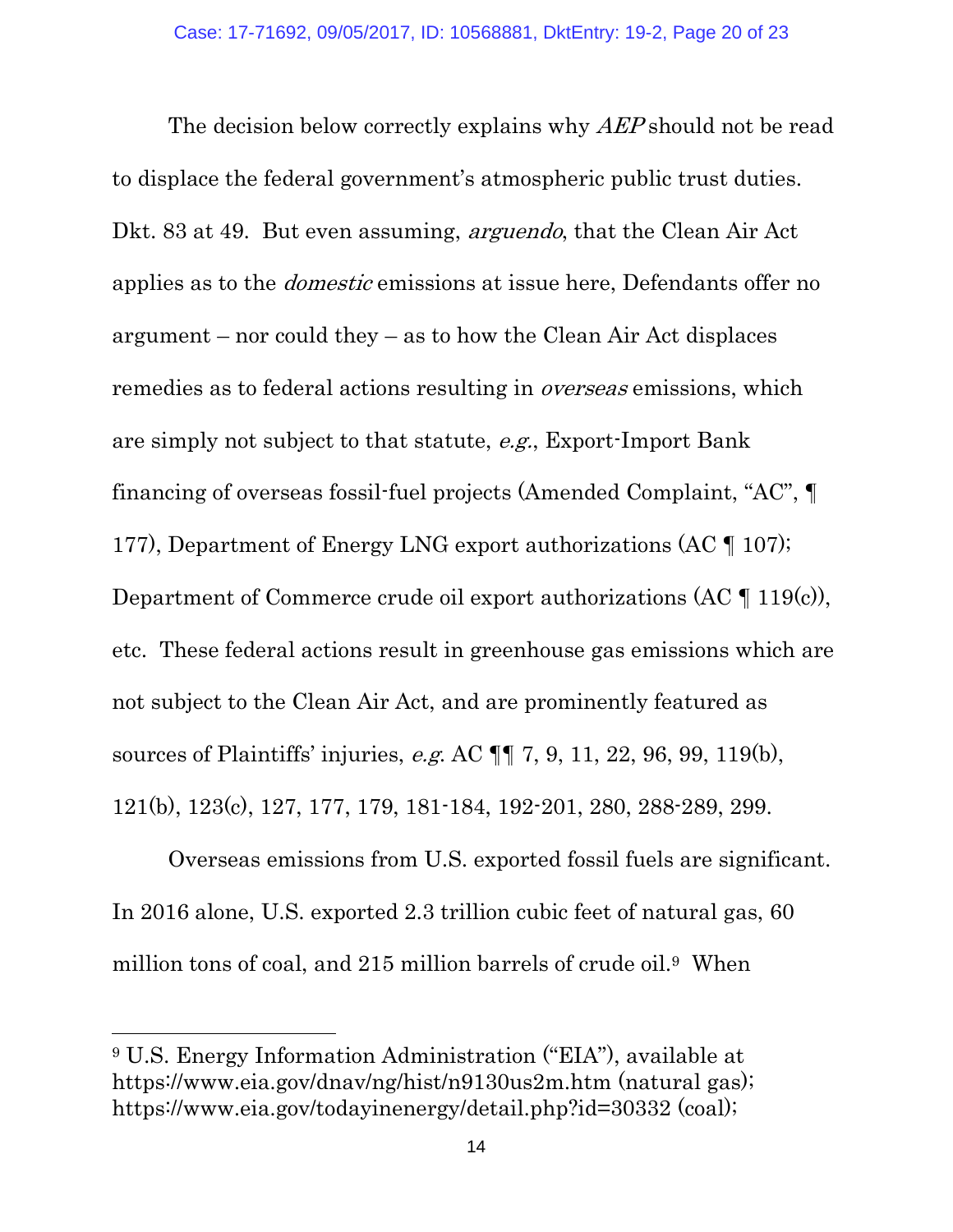The decision below correctly explains why *AEP* should not be read to displace the federal government's atmospheric public trust duties. Dkt. 83 at 49. But even assuming, *arguendo*, that the Clean Air Act applies as to the *domestic* emissions at issue here, Defendants offer no argument – nor could they – as to how the Clean Air Act displaces remedies as to federal actions resulting in *overseas* emissions, which are simply not subject to that statute, *e.g.*, Export-Import Bank financing of overseas fossil-fuel projects (Amended Complaint, "AC", ¶ 177), Department of Energy LNG export authorizations (AC ¶ 107); Department of Commerce crude oil export authorizations (AC ¶ 119(c)), etc. These federal actions result in greenhouse gas emissions which are not subject to the Clean Air Act, and are prominently featured as sources of Plaintiffs' injuries, *e.g*. AC ¶¶ 7, 9, 11, 22, 96, 99, 119(b), 121(b), 123(c), 127, 177, 179, 181-184, 192-201, 280, 288-289, 299.

Overseas emissions from U.S. exported fossil fuels are significant. In 2016 alone, U.S. exported 2.3 trillion cubic feet of natural gas, 60 million tons of coal, and 215 million barrels of crude oil.[9] When

---

[9] U.S. Energy Information Administration ("EIA"), available at https://www.eia.gov/dnav/ng/hist/n9130us2m.htm (natural gas); https://www.eia.gov/todayinenergy/detail.php?id=30332 (coal);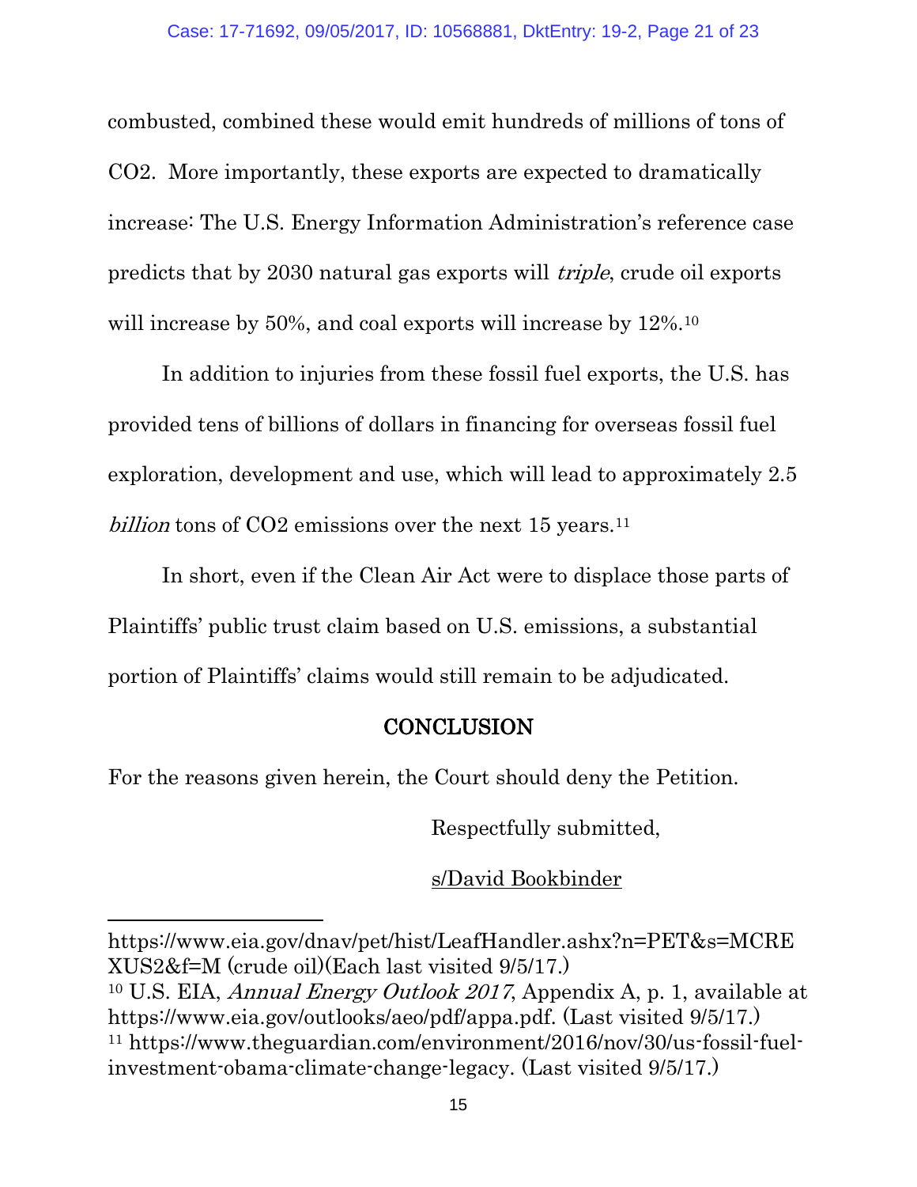combusted, combined these would emit hundreds of millions of tons of CO2. More importantly, these exports are expected to dramatically increase: The U.S. Energy Information Administration's reference case predicts that by 2030 natural gas exports will *triple*, crude oil exports will increase by 50%, and coal exports will increase by 12%.[10]

In addition to injuries from these fossil fuel exports, the U.S. has provided tens of billions of dollars in financing for overseas fossil fuel exploration, development and use, which will lead to approximately 2.5 *billion* tons of CO2 emissions over the next 15 years.[11]

In short, even if the Clean Air Act were to displace those parts of Plaintiffs' public trust claim based on U.S. emissions, a substantial portion of Plaintiffs' claims would still remain to be adjudicated.

## CONCLUSION

For the reasons given herein, the Court should deny the Petition.

Respectfully submitted,

s/David Bookbinder

---

https://www.eia.gov/dnav/pet/hist/LeafHandler.ashx?n=PET&s=MCREXUS2&f=M (crude oil)(Each last visited 9/5/17.)

[10] U.S. EIA, *Annual Energy Outlook 2017*, Appendix A, p. 1, available at https://www.eia.gov/outlooks/aeo/pdf/appa.pdf. (Last visited 9/5/17.)

[11] https://www.theguardian.com/environment/2016/nov/30/us-fossil-fuel-investment-obama-climate-change-legacy. (Last visited 9/5/17.)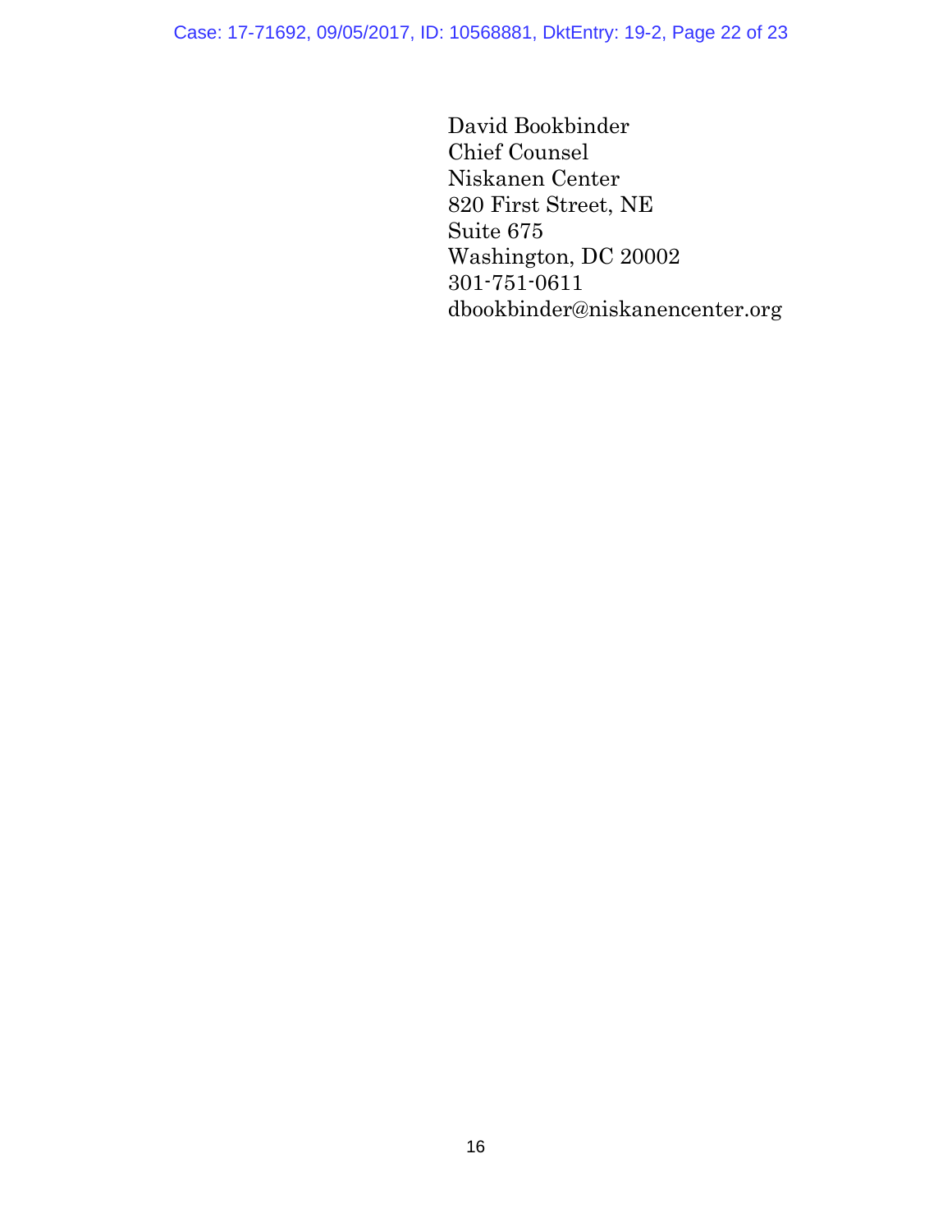David Bookbinder  
Chief Counsel  
Niskanen Center  
820 First Street, NE  
Suite 675  
Washington, DC 20002  
301-751-0611  
dbookbinder@niskanencenter.org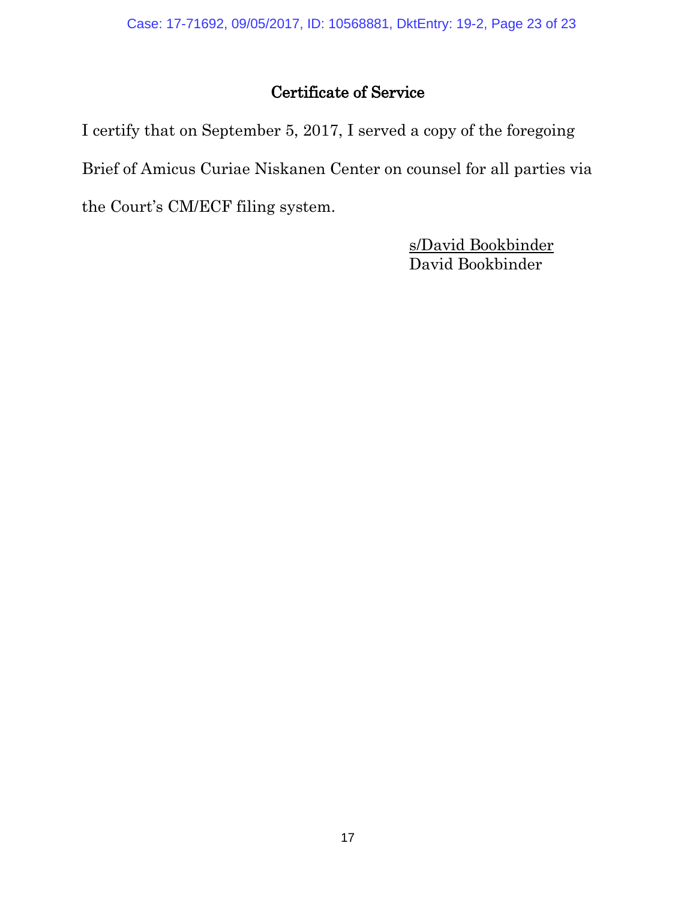## Certificate of Service

I certify that on September 5, 2017, I served a copy of the foregoing Brief of Amicus Curiae Niskanen Center on counsel for all parties via the Court's CM/ECF filing system.

s/David Bookbinder
David Bookbinder